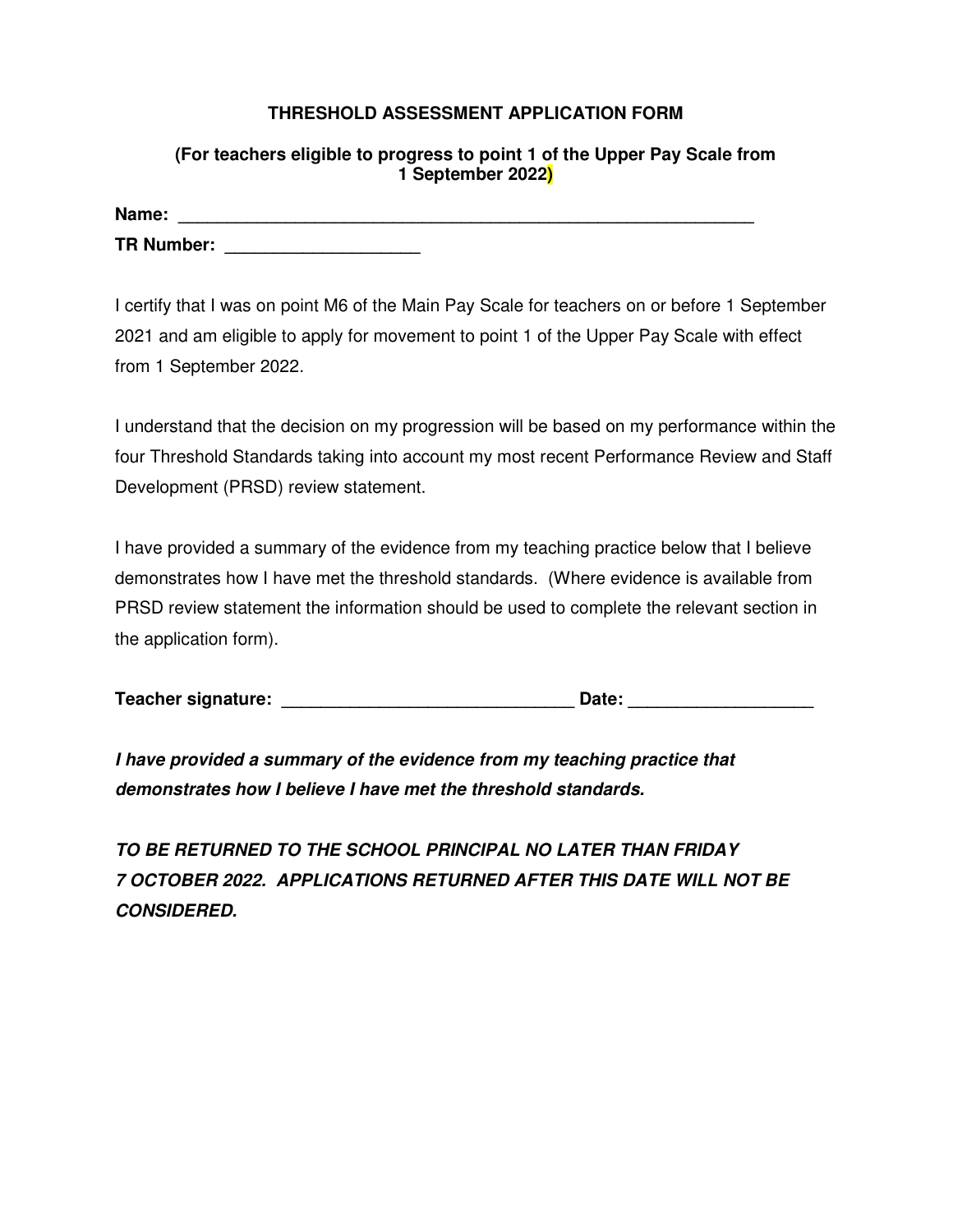**THRESHOLD ASSESSMENT APPLICATION FORM**

**(For teachers eligible to progress to point 1 of the Upper Pay Scale from 1 September 2022)**

**Name:** _______________________________________________________________

**TR Number:** ____________________

I certify that I was on point M6 of the Main Pay Scale for teachers on or before 1 September 2021 and am eligible to apply for movement to point 1 of the Upper Pay Scale with effect from 1 September 2022.

I understand that the decision on my progression will be based on my performance within the four Threshold Standards taking into account my most recent Performance Review and Staff Development (PRSD) review statement.

I have provided a summary of the evidence from my teaching practice below that I believe demonstrates how I have met the threshold standards. (Where evidence is available from PRSD review statement the information should be used to complete the relevant section in the application form).

**Teacher signature:** ______________________________ **Date:** ___________________

***I have provided a summary of the evidence from my teaching practice that demonstrates how I believe I have met the threshold standards.***

***TO BE RETURNED TO THE SCHOOL PRINCIPAL NO LATER THAN FRIDAY 7 OCTOBER 2022. APPLICATIONS RETURNED AFTER THIS DATE WILL NOT BE CONSIDERED.***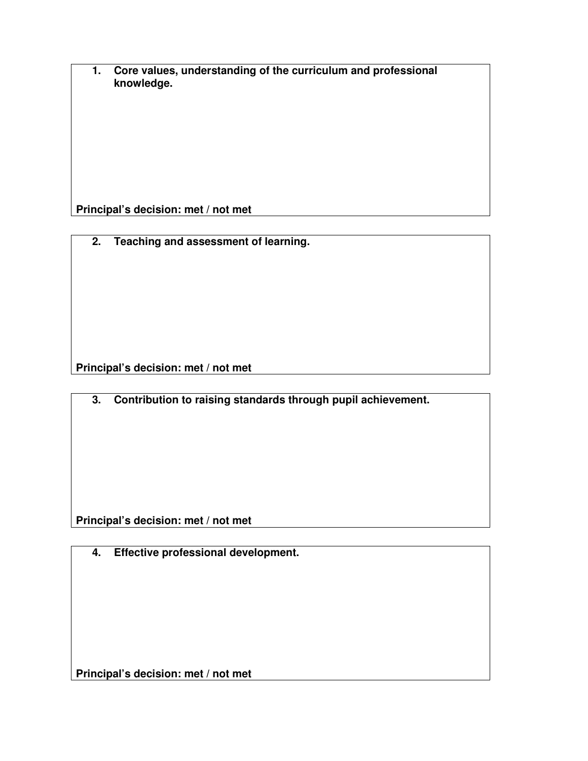1. **Core values, understanding of the curriculum and professional knowledge.**

**Principal's decision: met / not met**

2. **Teaching and assessment of learning.**

**Principal's decision: met / not met**

3. **Contribution to raising standards through pupil achievement.**

**Principal's decision: met / not met**

4. **Effective professional development.**

**Principal's decision: met / not met**